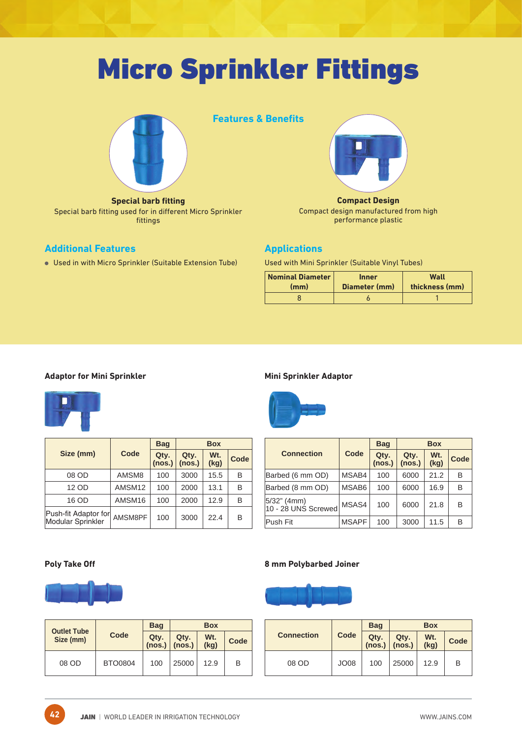# Micro Sprinkler Fittings

## Features & Benefits

**Special barb fitting**

Special barb fitting used for in different Micro Sprinkler fittings

**Compact Design**

Compact design manufactured from high performance plastic

## Additional Features

- Used in with Micro Sprinkler (Suitable Extension Tube)

## Applications

Used with Mini Sprinkler (Suitable Vinyl Tubes)

| Nominal Diameter (mm) | Inner Diameter (mm) | Wall thickness (mm) |
|---|---|---|
| 8 | 6 | 1 |

### Adaptor for Mini Sprinkler

| Size (mm) | Code | Bag | Box | | |
|---|---|---|---|---|---|
| | | Qty. (nos.) | Qty. (nos.) | Wt. (kg) | Code |
| 08 OD | AMSM8 | 100 | 3000 | 15.5 | B |
| 12 OD | AMSM12 | 100 | 2000 | 13.1 | B |
| 16 OD | AMSM16 | 100 | 2000 | 12.9 | B |
| Push-fit Adaptor for Modular Sprinkler | AMSM8PF | 100 | 3000 | 22.4 | B |

### Mini Sprinkler Adaptor

| Connection | Code | Bag | Box | | |
|---|---|---|---|---|---|
| | | Qty. (nos.) | Qty. (nos.) | Wt. (kg) | Code |
| Barbed (6 mm OD) | MSAB4 | 100 | 6000 | 21.2 | B |
| Barbed (8 mm OD) | MSAB6 | 100 | 6000 | 16.9 | B |
| 5/32" (4mm) 10 - 28 UNS Screwed | MSAS4 | 100 | 6000 | 21.8 | B |
| Push Fit | MSAPF | 100 | 3000 | 11.5 | B |

### Poly Take Off

| Outlet Tube Size (mm) | Code | Bag | Box | | |
|---|---|---|---|---|---|
| | | Qty. (nos.) | Qty. (nos.) | Wt. (kg) | Code |
| 08 OD | BTO0804 | 100 | 25000 | 12.9 | B |

### 8 mm Polybarbed Joiner

| Connection | Code | Bag | Box | | |
|---|---|---|---|---|---|
| | | Qty. (nos.) | Qty. (nos.) | Wt. (kg) | Code |
| 08 OD | JO08 | 100 | 25000 | 12.9 | B |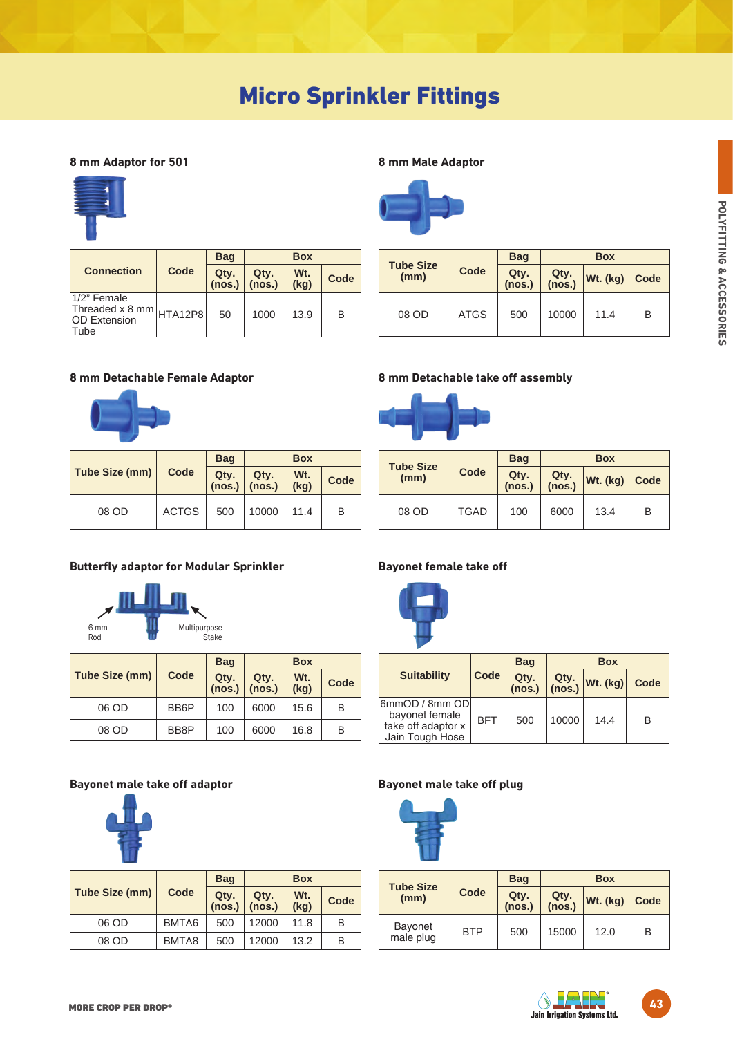# Micro Sprinkler Fittings

### 8 mm Adaptor for 501

| Connection | Code | Bag | Box | | |
|---|---|---|---|---|---|
| | | Qty. (nos.) | Qty. (nos.) | Wt. (kg) | Code |
| 1/2" Female Threaded x 8 mm OD Extension Tube | HTA12P8 | 50 | 1000 | 13.9 | B |

### 8 mm Male Adaptor

| Tube Size (mm) | Code | Bag | Box | | |
|---|---|---|---|---|---|
| | | Qty. (nos.) | Qty. (nos.) | Wt. (kg) | Code |
| 08 OD | ATGS | 500 | 10000 | 11.4 | B |

### 8 mm Detachable Female Adaptor

| Tube Size (mm) | Code | Bag | Box | | |
|---|---|---|---|---|---|
| | | Qty. (nos.) | Qty. (nos.) | Wt. (kg) | Code |
| 08 OD | ACTGS | 500 | 10000 | 11.4 | B |

### 8 mm Detachable take off assembly

| Tube Size (mm) | Code | Bag | Box | | |
|---|---|---|---|---|---|
| | | Qty. (nos.) | Qty. (nos.) | Wt. (kg) | Code |
| 08 OD | TGAD | 100 | 6000 | 13.4 | B |

### Butterfly adaptor for Modular Sprinkler

6 mm Rod

Multipurpose Stake

| Tube Size (mm) | Code | Bag | Box | | |
|---|---|---|---|---|---|
| | | Qty. (nos.) | Qty. (nos.) | Wt. (kg) | Code |
| 06 OD | BB6P | 100 | 6000 | 15.6 | B |
| 08 OD | BB8P | 100 | 6000 | 16.8 | B |

### Bayonet female take off

| Suitability | Code | Bag | Box | | |
|---|---|---|---|---|---|
| | | Qty. (nos.) | Qty. (nos.) | Wt. (kg) | Code |
| 6mmOD / 8mm OD bayonet female take off adaptor x Jain Tough Hose | BFT | 500 | 10000 | 14.4 | B |

### Bayonet male take off adaptor

| Tube Size (mm) | Code | Bag | Box | | |
|---|---|---|---|---|---|
| | | Qty. (nos.) | Qty. (nos.) | Wt. (kg) | Code |
| 06 OD | BMTA6 | 500 | 12000 | 11.8 | B |
| 08 OD | BMTA8 | 500 | 12000 | 13.2 | B |

### Bayonet male take off plug

| Tube Size (mm) | Code | Bag | Box | | |
|---|---|---|---|---|---|
| | | Qty. (nos.) | Qty. (nos.) | Wt. (kg) | Code |
| Bayonet male plug | BTP | 500 | 15000 | 12.0 | B |